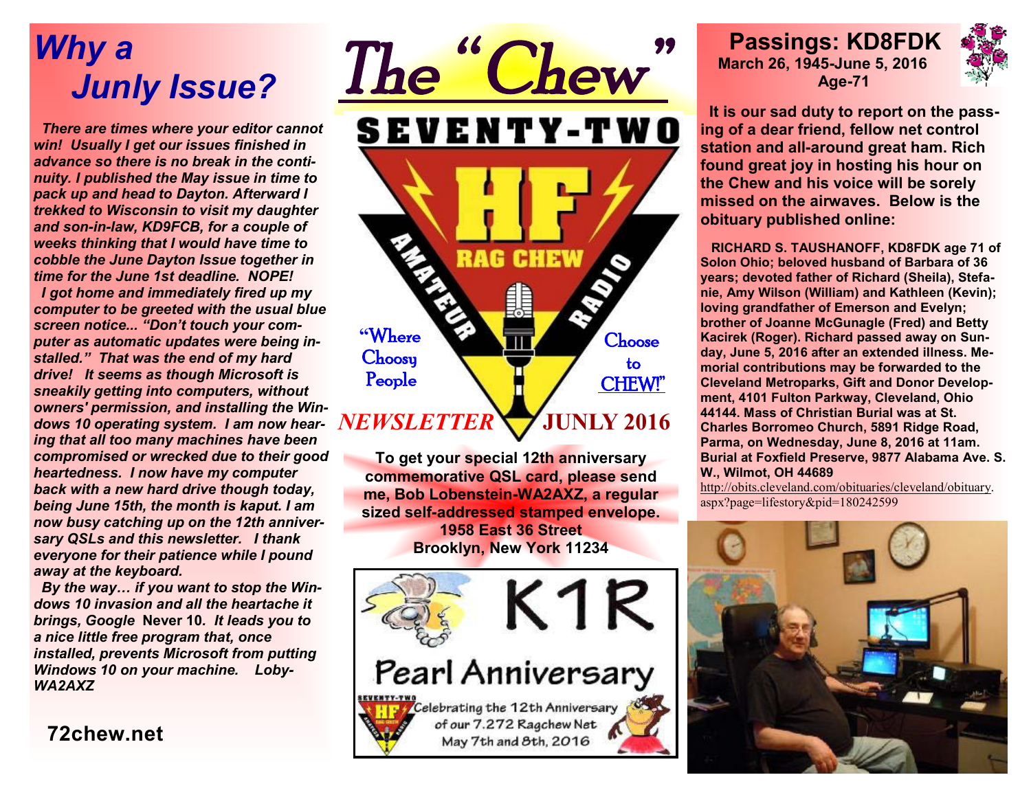# The "Chew"

SEVENTY-TWO

HF AMATEUR RAG CHEW RADIO

"Where Choosy People Choose to CHEW!"

*NEWSLETTER* **JUNLY 2016**

## *Why a Junly Issue?*

***There are times where your editor cannot win! Usually I get our issues finished in advance so there is no break in the continuity. I published the May issue in time to pack up and head to Dayton. Afterward I trekked to Wisconsin to visit my daughter and son-in-law, KD9FCB, for a couple of weeks thinking that I would have time to cobble the June Dayton Issue together in time for the June 1st deadline. NOPE!***

***I got home and immediately fired up my computer to be greeted with the usual blue screen notice... "Don't touch your computer as automatic updates were being installed." That was the end of my hard drive! It seems as though Microsoft is sneakily getting into computers, without owners' permission, and installing the Windows 10 operating system. I am now hearing that all too many machines have been compromised or wrecked due to their good heartedness. I now have my computer back with a new hard drive though today, being June 15th, the month is kaput. I am now busy catching up on the 12th anniversary QSLs and this newsletter. I thank everyone for their patience while I pound away at the keyboard.***

***By the way… if you want to stop the Windows 10 invasion and all the heartache it brings, Google* Never 10. *It leads you to a nice little free program that, once installed, prevents Microsoft from putting Windows 10 on your machine. Loby-WA2AXZ***

**72chew.net**

**To get your special 12th anniversary commemorative QSL card, please send me, Bob Lobenstein-WA2AXZ, a regular sized self-addressed stamped envelope.
1958 East 36 Street
Brooklyn, New York 11234**

K1R
Pearl Anniversary
Celebrating the 12th Anniversary of our 7.272 Ragchew Net
May 7th and 8th, 2016

## Passings: KD8FDK

**March 26, 1945-June 5, 2016
Age-71**

**It is our sad duty to report on the passing of a dear friend, fellow net control station and all-around great ham. Rich found great joy in hosting his hour on the Chew and his voice will be sorely missed on the airwaves. Below is the obituary published online:**

**RICHARD S. TAUSHANOFF, KD8FDK age 71 of Solon Ohio; beloved husband of Barbara of 36 years; devoted father of Richard (Sheila), Stefanie, Amy Wilson (William) and Kathleen (Kevin); loving grandfather of Emerson and Evelyn; brother of Joanne McGunagle (Fred) and Betty Kacirek (Roger). Richard passed away on Sunday, June 5, 2016 after an extended illness. Memorial contributions may be forwarded to the Cleveland Metroparks, Gift and Donor Development, 4101 Fulton Parkway, Cleveland, Ohio 44144. Mass of Christian Burial was at St. Charles Borromeo Church, 5891 Ridge Road, Parma, on Wednesday, June 8, 2016 at 11am. Burial at Foxfield Preserve, 9877 Alabama Ave. S. W., Wilmot, OH 44689**

http://obits.cleveland.com/obituaries/cleveland/obituary.aspx?page=lifestory&pid=180242599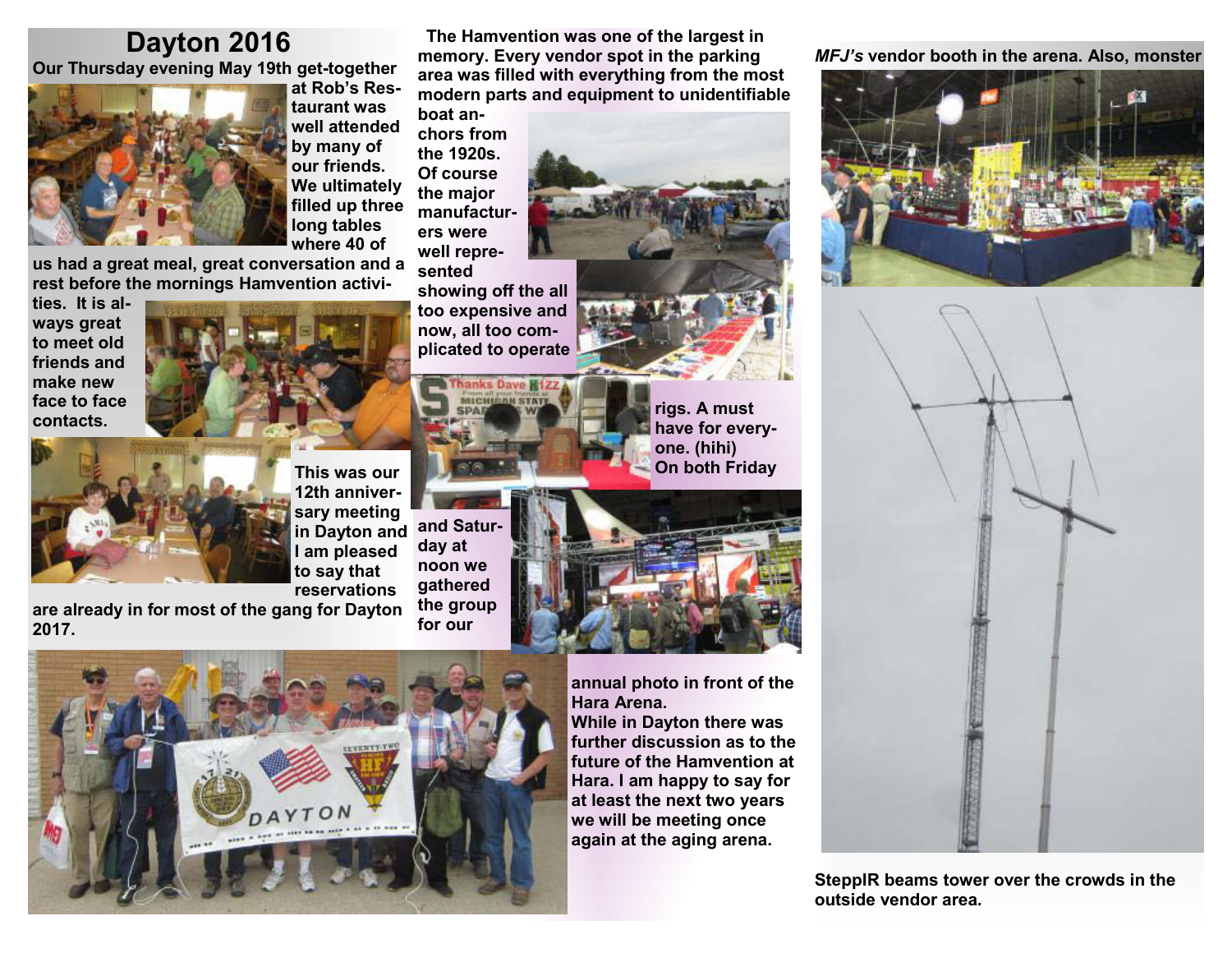# Dayton 2016

Our Thursday evening May 19th get-together at Rob's Restaurant was well attended by many of our friends. We ultimately filled up three long tables where 40 of us had a great meal, great conversation and a rest before the mornings Hamvention activities. It is always great to meet old friends and make new face to face contacts.

This was our 12th anniversary meeting in Dayton and I am pleased to say that reservations are already in for most of the gang for Dayton 2017.

The Hamvention was one of the largest in memory. Every vendor spot in the parking area was filled with everything from the most modern parts and equipment to unidentifiable boat anchors from the 1920s. Of course the major manufacturers were well represented showing off the all too expensive and now, all too complicated to operate rigs. A must have for everyone. (hihi) On both Friday and Saturday at noon we gathered the group for our annual photo in front of the Hara Arena.

While in Dayton there was further discussion as to the future of the Hamvention at Hara. I am happy to say for at least the next two years we will be meeting once again at the aging arena.

*MFJ's* vendor booth in the arena. Also, monster SteppIR beams tower over the crowds in the outside vendor area.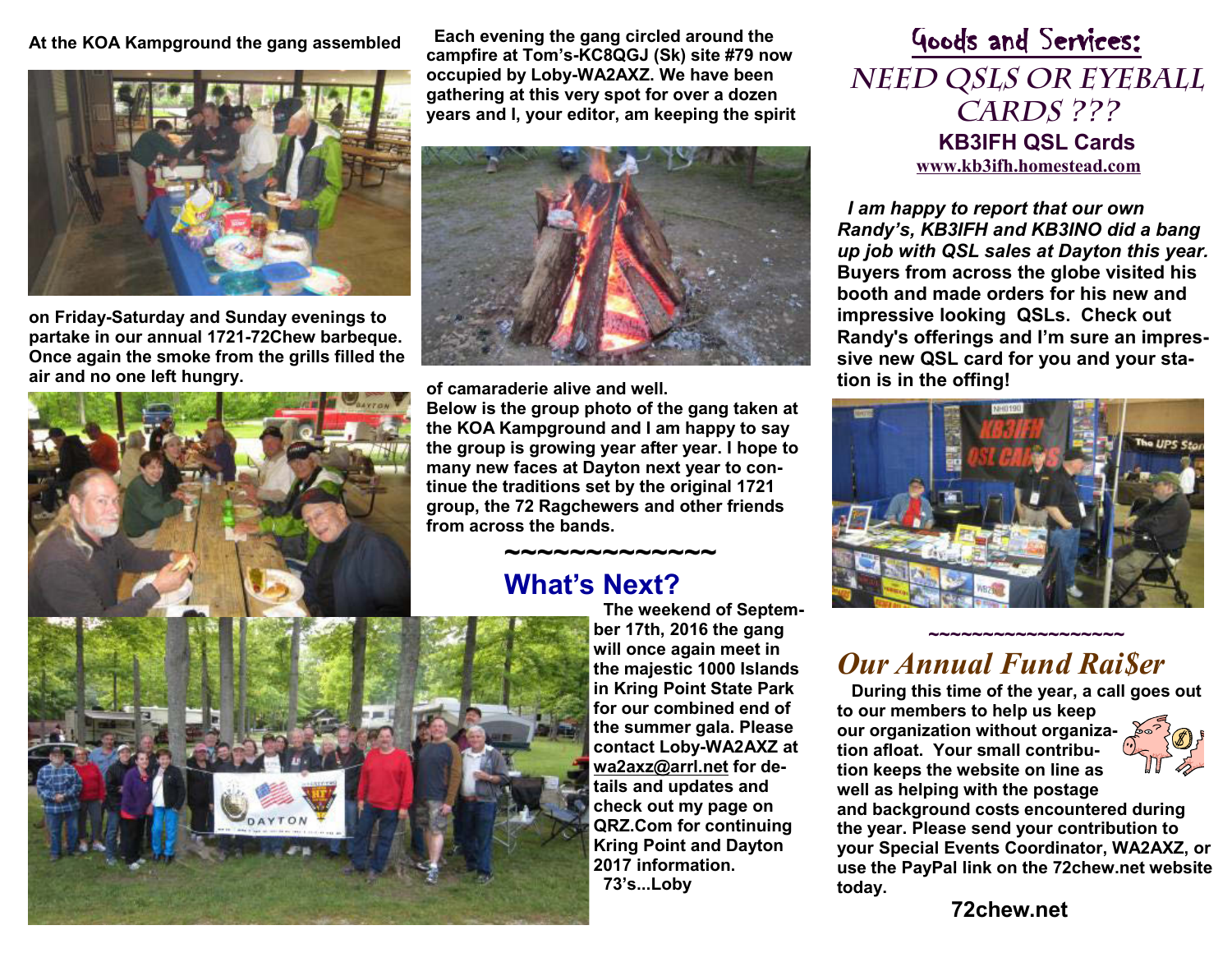**At the KOA Kampground the gang assembled on Friday-Saturday and Sunday evenings to partake in our annual 1721-72Chew barbeque. Once again the smoke from the grills filled the air and no one left hungry.**

**Each evening the gang circled around the campfire at Tom's-KC8QGJ (Sk) site #79 now occupied by Loby-WA2AXZ. We have been gathering at this very spot for over a dozen years and I, your editor, am keeping the spirit of camaraderie alive and well.**

**Below is the group photo of the gang taken at the KOA Kampground and I am happy to say the group is growing year after year. I hope to many new faces at Dayton next year to continue the traditions set by the original 1721 group, the 72 Ragchewers and other friends from across the bands.**

~~~~~~~~~~~~~

## What's Next?

**The weekend of September 17th, 2016 the gang will once again meet in the majestic 1000 Islands in Kring Point State Park for our combined end of the summer gala. Please contact Loby-WA2AXZ at wa2axz@arrl.net for details and updates and check out my page on QRZ.Com for continuing Kring Point and Dayton 2017 information.**

**73's...Loby**

## Goods and Services:

## NEED QSLS OR EYEBALL CARDS ???

**KB3IFH QSL Cards**

**www.kb3ifh.homestead.com**

***I am happy to report that our own Randy's, KB3IFH and KB3INO did a bang up job with QSL sales at Dayton this year.*** **Buyers from across the globe visited his booth and made orders for his new and impressive looking QSLs. Check out Randy's offerings and I'm sure an impressive new QSL card for you and your station is in the offing!**

~~~~~~~~~~~~~~~~~~

## *Our Annual Fund Rai$er*

**During this time of the year, a call goes out to our members to help us keep our organization without organization afloat. Your small contribution keeps the website on line as well as helping with the postage and background costs encountered during the year. Please send your contribution to your Special Events Coordinator, WA2AXZ, or use the PayPal link on the 72chew.net website today.**

**72chew.net**